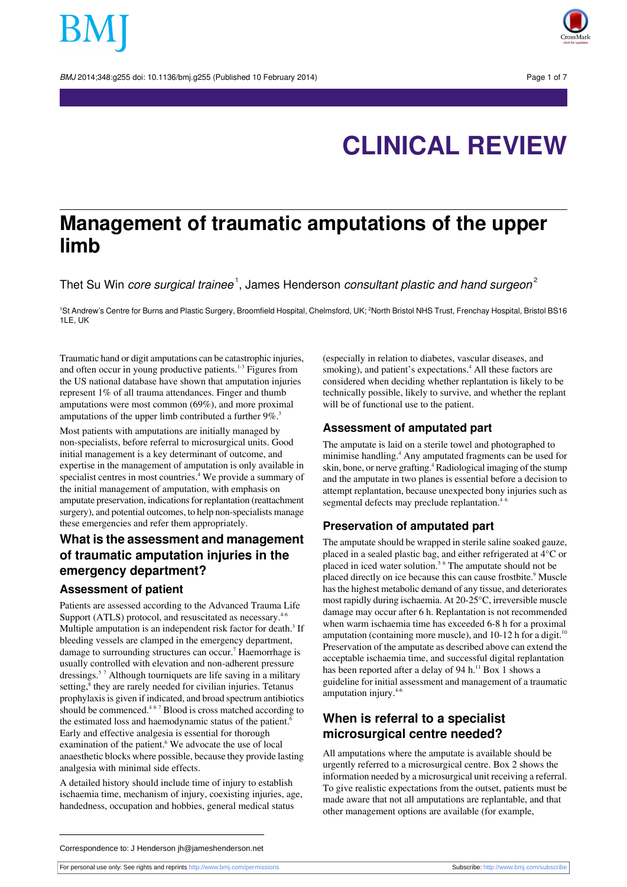# CLINICAL REVIEW

# Management of traumatic amputations of the upper limb

Thet Su Win *core surgical trainee*[1], James Henderson *consultant plastic and hand surgeon*[2]

[1]St Andrew's Centre for Burns and Plastic Surgery, Broomfield Hospital, Chelmsford, UK; [2]North Bristol NHS Trust, Frenchay Hospital, Bristol BS16 1LE, UK

Traumatic hand or digit amputations can be catastrophic injuries, and often occur in young productive patients.[1-3] Figures from the US national database have shown that amputation injuries represent 1% of all trauma attendances. Finger and thumb amputations were most common (69%), and more proximal amputations of the upper limb contributed a further 9%.[3]

Most patients with amputations are initially managed by non-specialists, before referral to microsurgical units. Good initial management is a key determinant of outcome, and expertise in the management of amputation is only available in specialist centres in most countries.[4] We provide a summary of the initial management of amputation, with emphasis on amputate preservation, indications for replantation (reattachment surgery), and potential outcomes, to help non-specialists manage these emergencies and refer them appropriately.

## What is the assessment and management of traumatic amputation injuries in the emergency department?

### Assessment of patient

Patients are assessed according to the Advanced Trauma Life Support (ATLS) protocol, and resuscitated as necessary.[4-6] Multiple amputation is an independent risk factor for death.[3] If bleeding vessels are clamped in the emergency department, damage to surrounding structures can occur.[7] Haemorrhage is usually controlled with elevation and non-adherent pressure dressings.[5 7] Although tourniquets are life saving in a military setting,[8] they are rarely needed for civilian injuries. Tetanus prophylaxis is given if indicated, and broad spectrum antibiotics should be commenced.[4 6 7] Blood is cross matched according to the estimated loss and haemodynamic status of the patient.[6] Early and effective analgesia is essential for thorough examination of the patient.[6] We advocate the use of local anaesthetic blocks where possible, because they provide lasting analgesia with minimal side effects.

A detailed history should include time of injury to establish ischaemia time, mechanism of injury, coexisting injuries, age, handedness, occupation and hobbies, general medical status (especially in relation to diabetes, vascular diseases, and smoking), and patient's expectations.[4] All these factors are considered when deciding whether replantation is likely to be technically possible, likely to survive, and whether the replant will be of functional use to the patient.

### Assessment of amputated part

The amputate is laid on a sterile towel and photographed to minimise handling.[4] Any amputated fragments can be used for skin, bone, or nerve grafting.[4] Radiological imaging of the stump and the amputate in two planes is essential before a decision to attempt replantation, because unexpected bony injuries such as segmental defects may preclude replantation.[4 6]

### Preservation of amputated part

The amputate should be wrapped in sterile saline soaked gauze, placed in a sealed plastic bag, and either refrigerated at 4°C or placed in iced water solution.[5 6] The amputate should not be placed directly on ice because this can cause frostbite.[9] Muscle has the highest metabolic demand of any tissue, and deteriorates most rapidly during ischaemia. At 20-25°C, irreversible muscle damage may occur after 6 h. Replantation is not recommended when warm ischaemia time has exceeded 6-8 h for a proximal amputation (containing more muscle), and 10-12 h for a digit.[10] Preservation of the amputate as described above can extend the acceptable ischaemia time, and successful digital replantation has been reported after a delay of 94 h.[11] Box 1 shows a guideline for initial assessment and management of a traumatic amputation injury.[4-6]

## When is referral to a specialist microsurgical centre needed?

All amputations where the amputate is available should be urgently referred to a microsurgical centre. Box 2 shows the information needed by a microsurgical unit receiving a referral. To give realistic expectations from the outset, patients must be made aware that not all amputations are replantable, and that other management options are available (for example,

Correspondence to: J Henderson jh@jameshenderson.net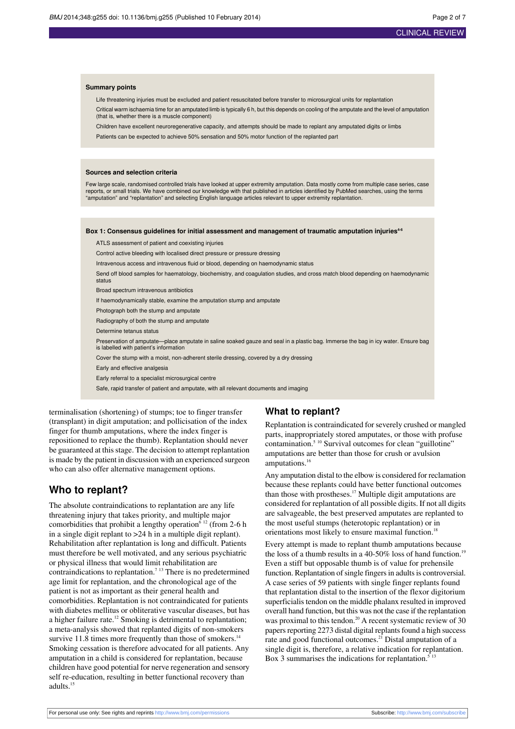**Summary points**

- Life threatening injuries must be excluded and patient resuscitated before transfer to microsurgical units for replantation
- Critical warm ischaemia time for an amputated limb is typically 6 h, but this depends on cooling of the amputate and the level of amputation (that is, whether there is a muscle component)
- Children have excellent neuroregenerative capacity, and attempts should be made to replant any amputated digits or limbs
- Patients can be expected to achieve 50% sensation and 50% motor function of the replanted part

**Sources and selection criteria**

Few large scale, randomised controlled trials have looked at upper extremity amputation. Data mostly come from multiple case series, case reports, or small trials. We have combined our knowledge with that published in articles identified by PubMed searches, using the terms "amputation" and "replantation" and selecting English language articles relevant to upper extremity replantation.

**Box 1: Consensus guidelines for initial assessment and management of traumatic amputation injuries[4-6]**

- ATLS assessment of patient and coexisting injuries
- Control active bleeding with localised direct pressure or pressure dressing
- Intravenous access and intravenous fluid or blood, depending on haemodynamic status
- Send off blood samples for haematology, biochemistry, and coagulation studies, and cross match blood depending on haemodynamic status
- Broad spectrum intravenous antibiotics
- If haemodynamically stable, examine the amputation stump and amputate
- Photograph both the stump and amputate
- Radiography of both the stump and amputate
- Determine tetanus status
- Preservation of amputate—place amputate in saline soaked gauze and seal in a plastic bag. Immerse the bag in icy water. Ensure bag is labelled with patient's information
- Cover the stump with a moist, non-adherent sterile dressing, covered by a dry dressing
- Early and effective analgesia
- Early referral to a specialist microsurgical centre
- Safe, rapid transfer of patient and amputate, with all relevant documents and imaging

terminalisation (shortening) of stumps; toe to finger transfer (transplant) in digit amputation; and pollicisation of the index finger for thumb amputations, where the index finger is repositioned to replace the thumb). Replantation should never be guaranteed at this stage. The decision to attempt replantation is made by the patient in discussion with an experienced surgeon who can also offer alternative management options.

## Who to replant?

The absolute contraindications to replantation are any life threatening injury that takes priority, and multiple major comorbidities that prohibit a lengthy operation[6,12] (from 2-6 h in a single digit replant to >24 h in a multiple digit replant). Rehabilitation after replantation is long and difficult. Patients must therefore be well motivated, and any serious psychiatric or physical illness that would limit rehabilitation are contraindications to replantation.[7,13] There is no predetermined age limit for replantation, and the chronological age of the patient is not as important as their general health and comorbidities. Replantation is not contraindicated for patients with diabetes mellitus or obliterative vascular diseases, but has a higher failure rate.[12] Smoking is detrimental to replantation; a meta-analysis showed that replanted digits of non-smokers survive 11.8 times more frequently than those of smokers.[14] Smoking cessation is therefore advocated for all patients. Any amputation in a child is considered for replantation, because children have good potential for nerve regeneration and sensory self re-education, resulting in better functional recovery than adults.[15]

## What to replant?

Replantation is contraindicated for severely crushed or mangled parts, inappropriately stored amputates, or those with profuse contamination.[5,10] Survival outcomes for clean "guillotine" amputations are better than those for crush or avulsion amputations.[16]

Any amputation distal to the elbow is considered for reclamation because these replants could have better functional outcomes than those with prostheses.[17] Multiple digit amputations are considered for replantation of all possible digits. If not all digits are salvageable, the best preserved amputates are replanted to the most useful stumps (heterotopic replantation) or in orientations most likely to ensure maximal function.[18]

Every attempt is made to replant thumb amputations because the loss of a thumb results in a 40-50% loss of hand function.[19] Even a stiff but opposable thumb is of value for prehensile function. Replantation of single fingers in adults is controversial. A case series of 59 patients with single finger replants found that replantation distal to the insertion of the flexor digitorum superficialis tendon on the middle phalanx resulted in improved overall hand function, but this was not the case if the replantation was proximal to this tendon.[20] A recent systematic review of 30 papers reporting 2273 distal digital replants found a high success rate and good functional outcomes.[21] Distal amputation of a single digit is, therefore, a relative indication for replantation. Box 3 summarises the indications for replantation.[5,13]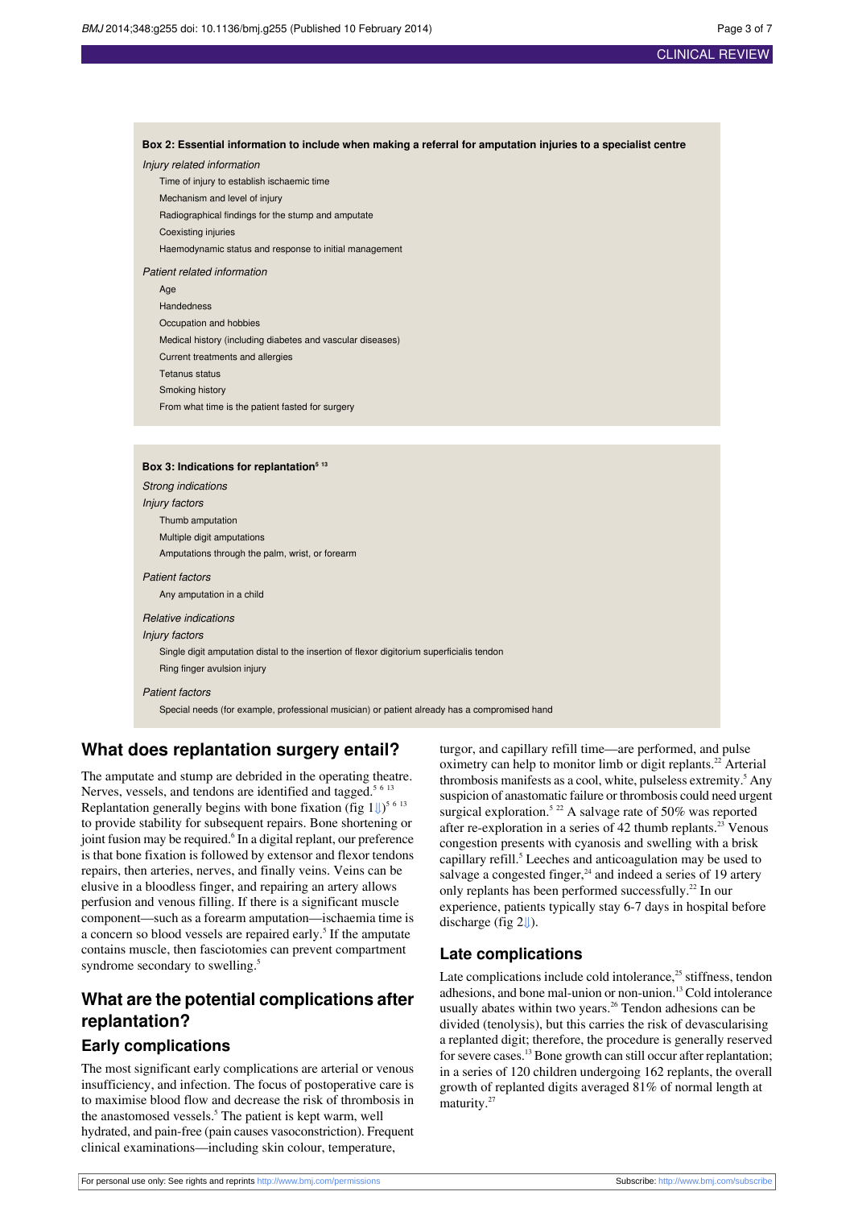**Box 2: Essential information to include when making a referral for amputation injuries to a specialist centre**

*Injury related information*

- Time of injury to establish ischaemic time
- Mechanism and level of injury
- Radiographical findings for the stump and amputate
- Coexisting injuries
- Haemodynamic status and response to initial management

*Patient related information*

- Age
- Handedness
- Occupation and hobbies
- Medical history (including diabetes and vascular diseases)
- Current treatments and allergies
- Tetanus status
- Smoking history
- From what time is the patient fasted for surgery

**Box 3: Indications for replantation[5 13]**

*Strong indications*

*Injury factors*

- Thumb amputation
- Multiple digit amputations
- Amputations through the palm, wrist, or forearm

*Patient factors*

- Any amputation in a child

*Relative indications*

*Injury factors*

- Single digit amputation distal to the insertion of flexor digitorium superficialis tendon
- Ring finger avulsion injury

*Patient factors*

- Special needs (for example, professional musician) or patient already has a compromised hand

## What does replantation surgery entail?

The amputate and stump are debrided in the operating theatre. Nerves, vessels, and tendons are identified and tagged.[5 6 13] Replantation generally begins with bone fixation (fig 1⇓)[5 6 13] to provide stability for subsequent repairs. Bone shortening or joint fusion may be required.[6] In a digital replant, our preference is that bone fixation is followed by extensor and flexor tendons repairs, then arteries, nerves, and finally veins. Veins can be elusive in a bloodless finger, and repairing an artery allows perfusion and venous filling. If there is a significant muscle component—such as a forearm amputation—ischaemia time is a concern so blood vessels are repaired early.[5] If the amputate contains muscle, then fasciotomies can prevent compartment syndrome secondary to swelling.[5]

## What are the potential complications after replantation?

### Early complications

The most significant early complications are arterial or venous insufficiency, and infection. The focus of postoperative care is to maximise blood flow and decrease the risk of thrombosis in the anastomosed vessels.[5] The patient is kept warm, well hydrated, and pain-free (pain causes vasoconstriction). Frequent clinical examinations—including skin colour, temperature, turgor, and capillary refill time—are performed, and pulse oximetry can help to monitor limb or digit replants.[22] Arterial thrombosis manifests as a cool, white, pulseless extremity.[5] Any suspicion of anastomatic failure or thrombosis could need urgent surgical exploration.[5 22] A salvage rate of 50% was reported after re-exploration in a series of 42 thumb replants.[23] Venous congestion presents with cyanosis and swelling with a brisk capillary refill.[5] Leeches and anticoagulation may be used to salvage a congested finger,[24] and indeed a series of 19 artery only replants has been performed successfully.[22] In our experience, patients typically stay 6-7 days in hospital before discharge (fig 2⇓).

### Late complications

Late complications include cold intolerance,[25] stiffness, tendon adhesions, and bone mal-union or non-union.[13] Cold intolerance usually abates within two years.[26] Tendon adhesions can be divided (tenolysis), but this carries the risk of devascularising a replanted digit; therefore, the procedure is generally reserved for severe cases.[13] Bone growth can still occur after replantation; in a series of 120 children undergoing 162 replants, the overall growth of replanted digits averaged 81% of normal length at maturity.[27]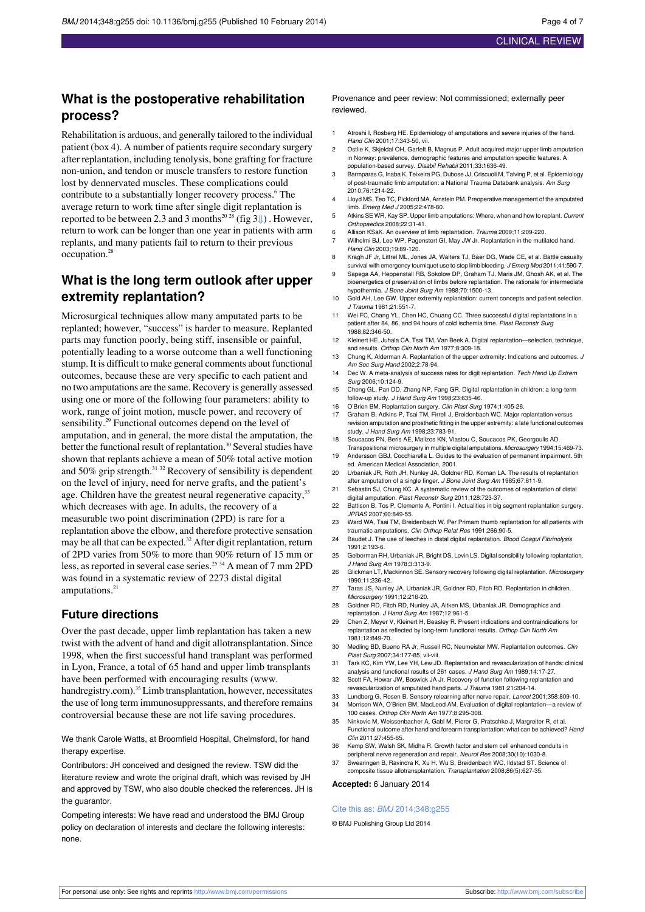## What is the postoperative rehabilitation process?

Rehabilitation is arduous, and generally tailored to the individual patient (box 4). A number of patients require secondary surgery after replantation, including tenolysis, bone grafting for fracture non-union, and tendon or muscle transfers to restore function lost by dennervated muscles. These complications could contribute to a substantially longer recovery process.[6] The average return to work time after single digit replantation is reported to be between 2.3 and 3 months[20 28] (fig 3⇓). However, return to work can be longer than one year in patients with arm replants, and many patients fail to return to their previous occupation.[28]

## What is the long term outlook after upper extremity replantation?

Microsurgical techniques allow many amputated parts to be replanted; however, "success" is harder to measure. Replanted parts may function poorly, being stiff, insensible or painful, potentially leading to a worse outcome than a well functioning stump. It is difficult to make general comments about functional outcomes, because these are very specific to each patient and no two amputations are the same. Recovery is generally assessed using one or more of the following four parameters: ability to work, range of joint motion, muscle power, and recovery of sensibility.[29] Functional outcomes depend on the level of amputation, and in general, the more distal the amputation, the better the functional result of replantation.[30] Several studies have shown that replants achieve a mean of 50% total active motion and 50% grip strength.[31 32] Recovery of sensibility is dependent on the level of injury, need for nerve grafts, and the patient's age. Children have the greatest neural regenerative capacity,[33] which decreases with age. In adults, the recovery of a measurable two point discrimination (2PD) is rare for a replantation above the elbow, and therefore protective sensation may be all that can be expected.[32] After digit replantation, return of 2PD varies from 50% to more than 90% return of 15 mm or less, as reported in several case series.[25 34] A mean of 7 mm 2PD was found in a systematic review of 2273 distal digital amputations.[21]

### Future directions

Over the past decade, upper limb replantation has taken a new twist with the advent of hand and digit allotransplantation. Since 1998, when the first successful hand transplant was performed in Lyon, France, a total of 65 hand and upper limb transplants have been performed with encouraging results (www.handregistry.com).[35] Limb transplantation, however, necessitates the use of long term immunosuppressants, and therefore remains controversial because these are not life saving procedures.

We thank Carole Watts, at Broomfield Hospital, Chelmsford, for hand therapy expertise.

Contributors: JH conceived and designed the review. TSW did the literature review and wrote the original draft, which was revised by JH and approved by TSW, who also double checked the references. JH is the guarantor.

Competing interests: We have read and understood the BMJ Group policy on declaration of interests and declare the following interests: none.

Provenance and peer review: Not commissioned; externally peer reviewed.

1. Atroshi I, Rosberg HE. Epidemiology of amputations and severe injuries of the hand. *Hand Clin* 2001;17:343-50, vii.
2. Ostlie K, Skjeldal OH, Garfelt B, Magnus P. Adult acquired major upper limb amputation in Norway: prevalence, demographic features and amputation specific features. A population-based survey. *Disabil Rehabil* 2011;33:1636-49.
3. Barmparas G, Inaba K, Teixeira PG, Dubose JJ, Criscuoli M, Talving P, et al. Epidemiology of post-traumatic limb amputation: a National Trauma Databank analysis. *Am Surg* 2010;76:1214-22.
4. Lloyd MS, Teo TC, Pickford MA, Arnstein PM. Preoperative management of the amputated limb. *Emerg Med J* 2005;22:478-80.
5. Atkins SE WR, Kay SP. Upper limb amputations: Where, when and how to replant. *Current Orthopaedics* 2008;22:31-41.
6. Allison KSaK. An overview of limb replantation. *Trauma* 2009;11:209-220.
7. Wilhelmi BJ, Lee WP, Pagenstert GI, May JW Jr. Replantation in the mutilated hand. *Hand Clin* 2003;19:89-120.
8. Kragh JF Jr, Littrel ML, Jones JA, Walters TJ, Baer DG, Wade CE, et al. Battle casualty survival with emergency tourniquet use to stop limb bleeding. *J Emerg Med* 2011;41:590-7.
9. Sapega AA, Heppenstall RB, Sokolow DP, Graham TJ, Maris JM, Ghosh AK, et al. The bioenergetics of preservation of limbs before replantation. The rationale for intermediate hypothermia. *J Bone Joint Surg Am* 1988;70:1500-13.
10. Gold AH, Lee GW. Upper extremity replantation: current concepts and patient selection. *J Trauma* 1981;21:551-7.
11. Wei FC, Chang YL, Chen HC, Chuang CC. Three successful digital replantations in a patient after 84, 86, and 94 hours of cold ischemia time. *Plast Reconstr Surg* 1988;82:346-50.
12. Kleinert HE, Juhala CA, Tsai TM, Van Beek A. Digital replantation—selection, technique, and results. *Orthop Clin North Am* 1977;8:309-18.
13. Chung K, Alderman A. Replantation of the upper extremity: Indications and outcomes. *J Am Soc Surg Hand* 2002;2:78-94.
14. Dec W. A meta-analysis of success rates for digit replantation. *Tech Hand Up Extrem Surg* 2006;10:124-9.
15. Cheng GL, Pan DD, Zhang NP, Fang GR. Digital replantation in children: a long-term follow-up study. *J Hand Surg Am* 1998;23:635-46.
16. O'Brien BM. Replantation surgery. *Clin Plast Surg* 1974;1:405-26.
17. Graham B, Adkins P, Tsai TM, Firrell J, Breidenbach WC. Major replantation versus revision amputation and prosthetic fitting in the upper extremity: a late functional outcomes study. *J Hand Surg Am* 1998;23:783-91.
18. Soucacos PN, Beris AE, Malizos KN, Vlastou C, Soucacos PK, Georgoulis AD. Transpositional microsurgery in multiple digital amputations. *Microsurgery* 1994;15:469-73.
19. Andersson GBJ, Cocchiarella L. Guides to the evaluation of permanent impairment. 5th ed. American Medical Association, 2001.
20. Urbaniak JR, Roth JH, Nunley JA, Goldner RD, Koman LA. The results of replantation after amputation of a single finger. *J Bone Joint Surg Am* 1985;67:611-9.
21. Sebastin SJ, Chung KC. A systematic review of the outcomes of replantation of distal digital amputation. *Plast Reconstr Surg* 2011;128:723-37.
22. Battison B, Tos P, Clemente A, Pontini I. Actualities in big segment replantation surgery. *JPRAS* 2007;60:849-55.
23. Ward WA, Tsai TM, Breidenbach W. Per Primam thumb replantation for all patients with traumatic amputations. *Clin Orthop Relat Res* 1991;266:90-5.
24. Baudet J. The use of leeches in distal digital replantation. *Blood Coagul Fibrinolysis* 1991;2:193-6.
25. Gelberman RH, Urbaniak JR, Bright DS, Levin LS. Digital sensibility following replantation. *J Hand Surg Am* 1978;3:313-9.
26. Glickman LT, Mackinnon SE. Sensory recovery following digital replantation. *Microsurgery* 1990;11:236-42.
27. Taras JS, Nunley JA, Urbaniak JR, Goldner RD, Fitch RD. Replantation in children. *Microsurgery* 1991;12:216-20.
28. Goldner RD, Fitch RD, Nunley JA, Aitken MS, Urbaniak JR. Demographics and replantation. *J Hand Surg Am* 1987;12:961-5.
29. Chen Z, Meyer V, Kleinert H, Beasley R. Present indications and contraindications for replantation as reflected by long-term functional results. *Orthop Clin North Am* 1981;12:849-70.
30. Medling BD, Bueno RA Jr, Russell RC, Neumeister MW. Replantation outcomes. *Clin Plast Surg* 2007;34:177-85, vii-viii.
31. Tark KC, Kim YW, Lee YH, Lew JD. Replantation and revascularization of hands: clinical analysis and functional results of 261 cases. *J Hand Surg Am* 1989;14:17-27.
32. Scott FA, Howar JW, Boswick JA Jr. Recovery of function following replantation and revascularization of amputated hand parts. *J Trauma* 1981;21:204-14.
33. Lundborg G, Rosen B. Sensory relearning after nerve repair. *Lancet* 2001;358:809-10.
34. Morrison WA, O'Brien BM, MacLeod AM. Evaluation of digital replantation—a review of 100 cases. *Orthop Clin North Am* 1977;8:295-308.
35. Ninkovic M, Weissenbacher A, Gabl M, Pierer G, Pratschke J, Margreiter R, et al. Functional outcome after hand and forearm transplantation: what can be achieved? *Hand Clin* 2011;27:455-65.
36. Kemp SW, Walsh SK, Midha R. Growth factor and stem cell enhanced conduits in peripheral nerve regeneration and repair. *Neurol Res* 2008;30(10):1030-8.
37. Swearingen B, Ravindra K, Xu H, Wu S, Breidenbach WC, Ildstad ST. Science of composite tissue allotransplantation. *Transplantation* 2008;86(5):627-35.

**Accepted:** 6 January 2014

Cite this as: *BMJ* 2014;348:g255

© BMJ Publishing Group Ltd 2014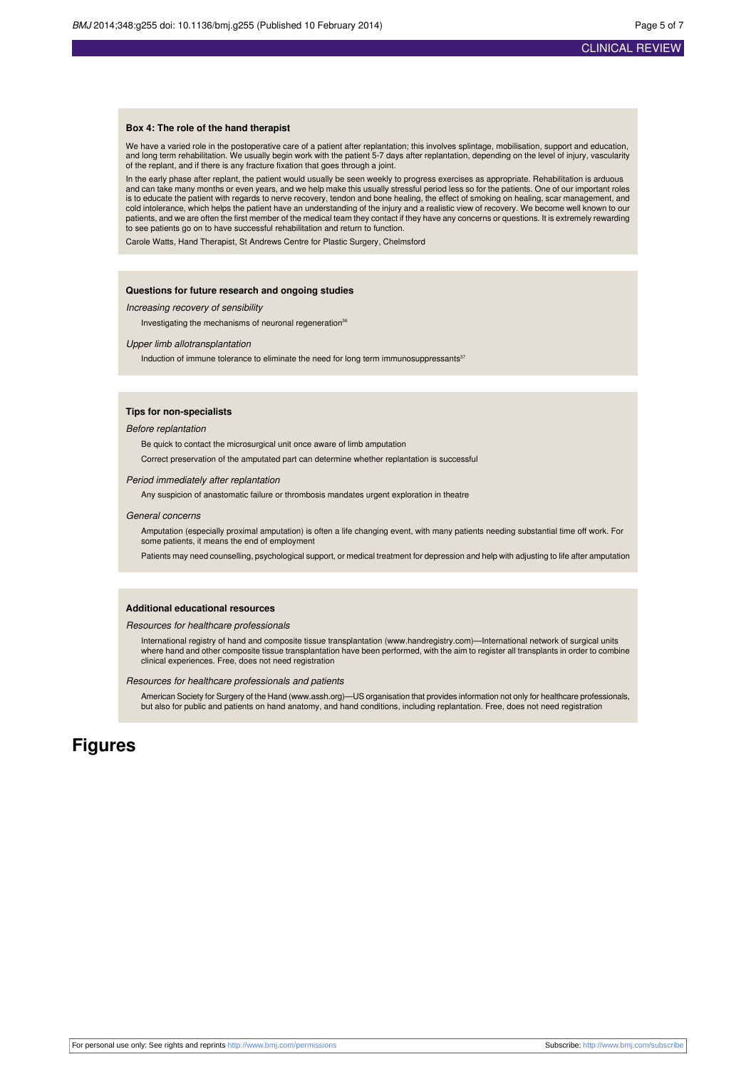### Box 4: The role of the hand therapist

We have a varied role in the postoperative care of a patient after replantation; this involves splintage, mobilisation, support and education, and long term rehabilitation. We usually begin work with the patient 5-7 days after replantation, depending on the level of injury, vascularity of the replant, and if there is any fracture fixation that goes through a joint.

In the early phase after replant, the patient would usually be seen weekly to progress exercises as appropriate. Rehabilitation is arduous and can take many months or even years, and we help make this usually stressful period less so for the patients. One of our important roles is to educate the patient with regards to nerve recovery, tendon and bone healing, the effect of smoking on healing, scar management, and cold intolerance, which helps the patient have an understanding of the injury and a realistic view of recovery. We become well known to our patients, and we are often the first member of the medical team they contact if they have any concerns or questions. It is extremely rewarding to see patients go on to have successful rehabilitation and return to function.

Carole Watts, Hand Therapist, St Andrews Centre for Plastic Surgery, Chelmsford

### Questions for future research and ongoing studies

*Increasing recovery of sensibility*

- Investigating the mechanisms of neuronal regeneration[36]

*Upper limb allotransplantation*

- Induction of immune tolerance to eliminate the need for long term immunosuppressants[37]

### Tips for non-specialists

*Before replantation*

- Be quick to contact the microsurgical unit once aware of limb amputation
- Correct preservation of the amputated part can determine whether replantation is successful

*Period immediately after replantation*

- Any suspicion of anastomatic failure or thrombosis mandates urgent exploration in theatre

*General concerns*

- Amputation (especially proximal amputation) is often a life changing event, with many patients needing substantial time off work. For some patients, it means the end of employment
- Patients may need counselling, psychological support, or medical treatment for depression and help with adjusting to life after amputation

### Additional educational resources

*Resources for healthcare professionals*

- International registry of hand and composite tissue transplantation (www.handregistry.com)—International network of surgical units where hand and other composite tissue transplantation have been performed, with the aim to register all transplants in order to combine clinical experiences. Free, does not need registration

*Resources for healthcare professionals and patients*

- American Society for Surgery of the Hand (www.assh.org)—US organisation that provides information not only for healthcare professionals, but also for public and patients on hand anatomy, and hand conditions, including replantation. Free, does not need registration

# Figures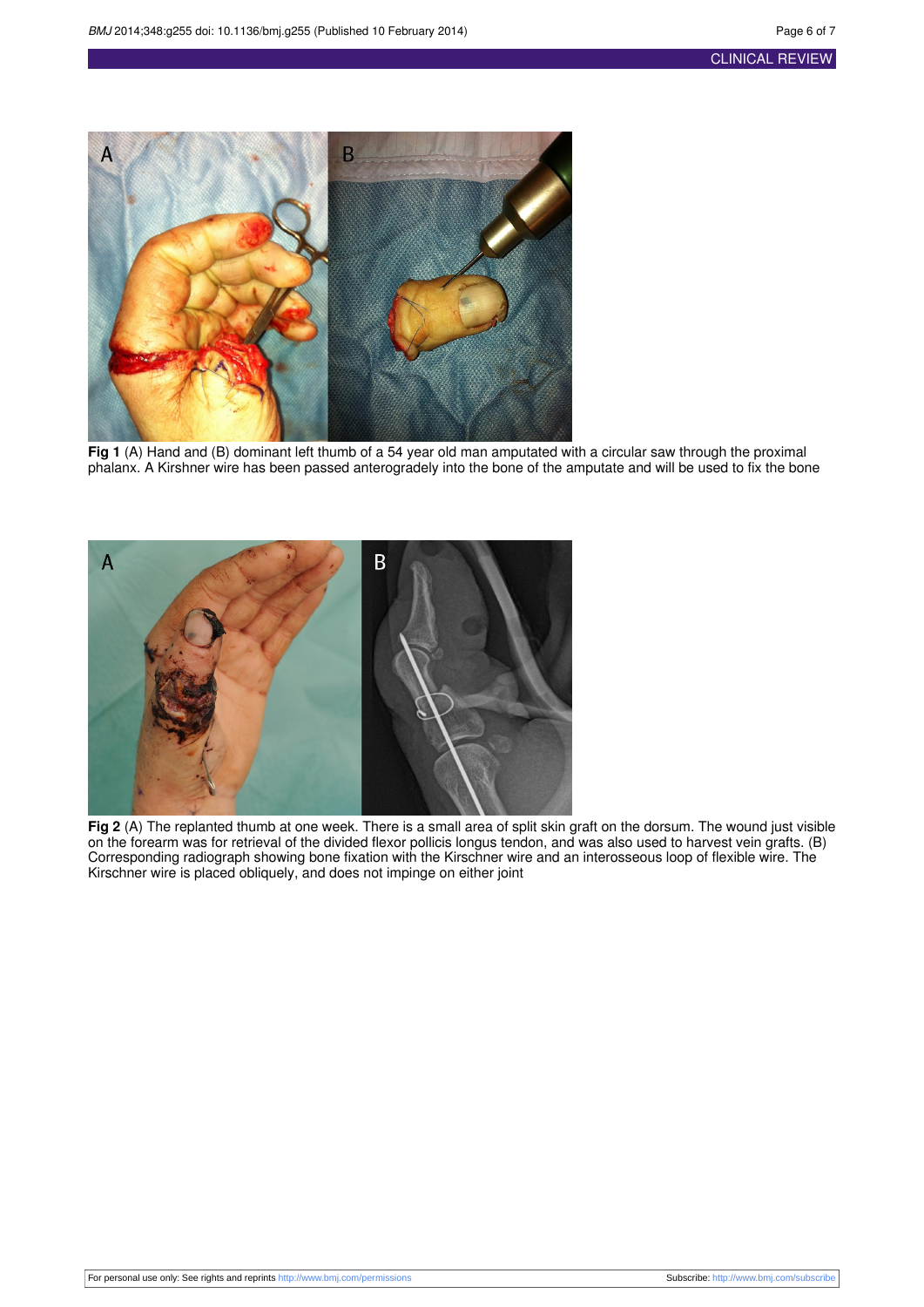**Fig 1** (A) Hand and (B) dominant left thumb of a 54 year old man amputated with a circular saw through the proximal phalanx. A Kirshner wire has been passed anterogradely into the bone of the amputate and will be used to fix the bone

**Fig 2** (A) The replanted thumb at one week. There is a small area of split skin graft on the dorsum. The wound just visible on the forearm was for retrieval of the divided flexor pollicis longus tendon, and was also used to harvest vein grafts. (B) Corresponding radiograph showing bone fixation with the Kirschner wire and an interosseous loop of flexible wire. The Kirschner wire is placed obliquely, and does not impinge on either joint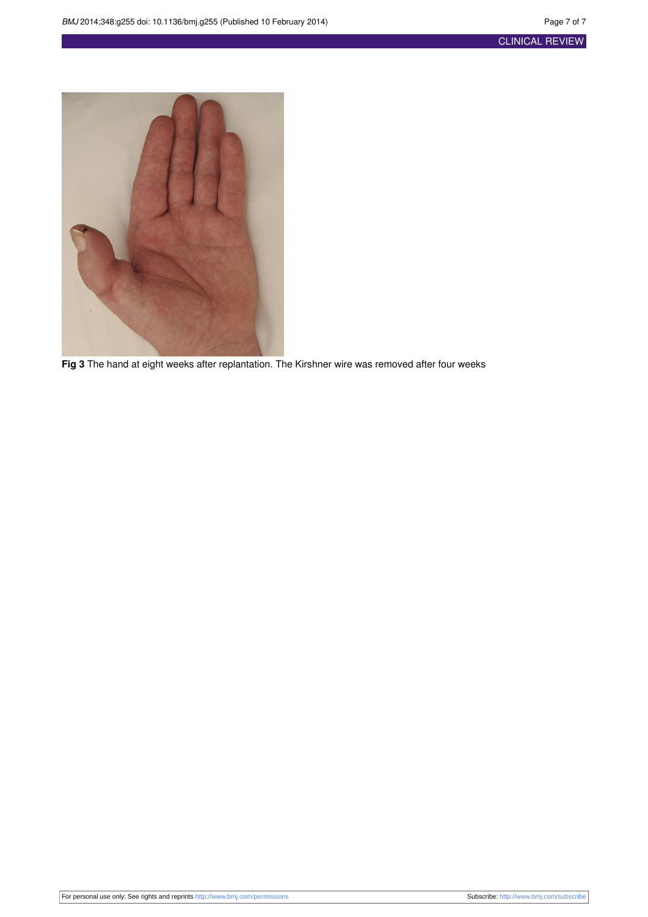**Fig 3** The hand at eight weeks after replantation. The Kirshner wire was removed after four weeks